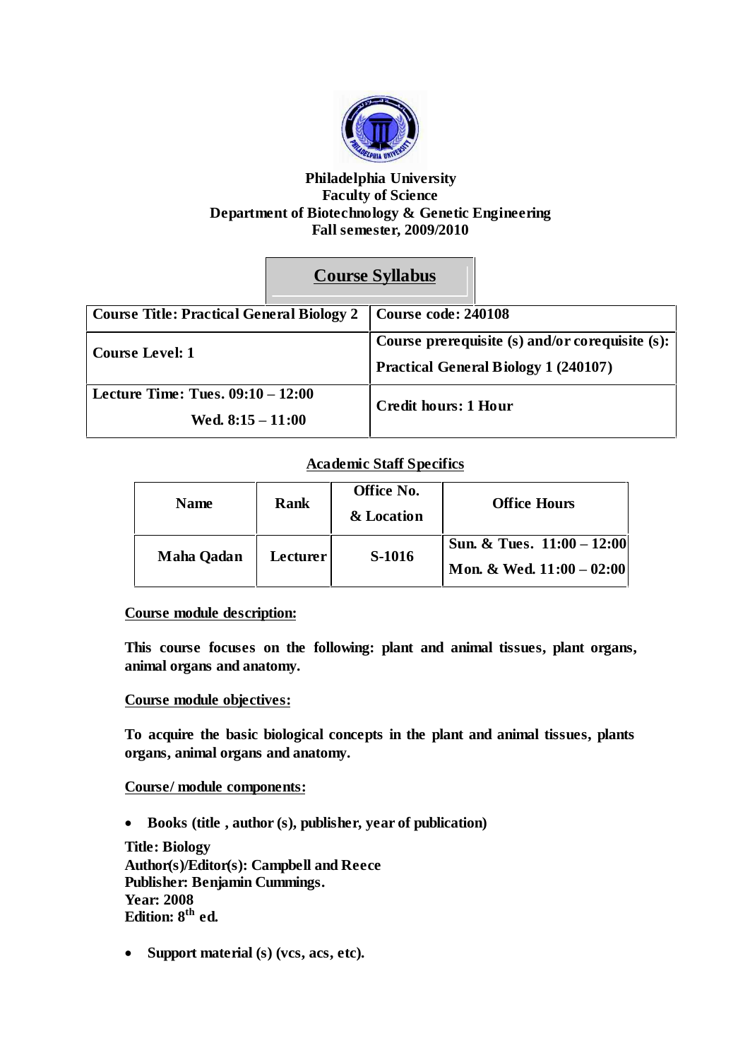**Philadelphia University**
**Faculty of Science**
**Department of Biotechnology & Genetic Engineering**
**Fall semester, 2009/2010**

# Course Syllabus

| Course Title: Practical General Biology 2 | Course code: 240108 |
|---|---|
| Course Level: 1 | Course prerequisite (s) and/or corequisite (s): Practical General Biology 1 (240107) |
| Lecture Time: Tues. 09:10 – 12:00 Wed. 8:15 – 11:00 | Credit hours: 1 Hour |

## Academic Staff Specifics

| Name | Rank | Office No. & Location | Office Hours |
|---|---|---|---|
| Maha Qadan | Lecturer | S-1016 | Sun. & Tues. 11:00 – 12:00<br>Mon. & Wed. 11:00 – 02:00 |

**Course module description:**

**This course focuses on the following: plant and animal tissues, plant organs, animal organs and anatomy.**

**Course module objectives:**

**To acquire the basic biological concepts in the plant and animal tissues, plants organs, animal organs and anatomy.**

**Course/ module components:**

- **Books (title , author (s), publisher, year of publication)**

**Title: Biology**
**Author(s)/Editor(s): Campbell and Reece**
**Publisher: Benjamin Cummings.**
**Year: 2008**
**Edition: 8th ed.**

- **Support material (s) (vcs, acs, etc).**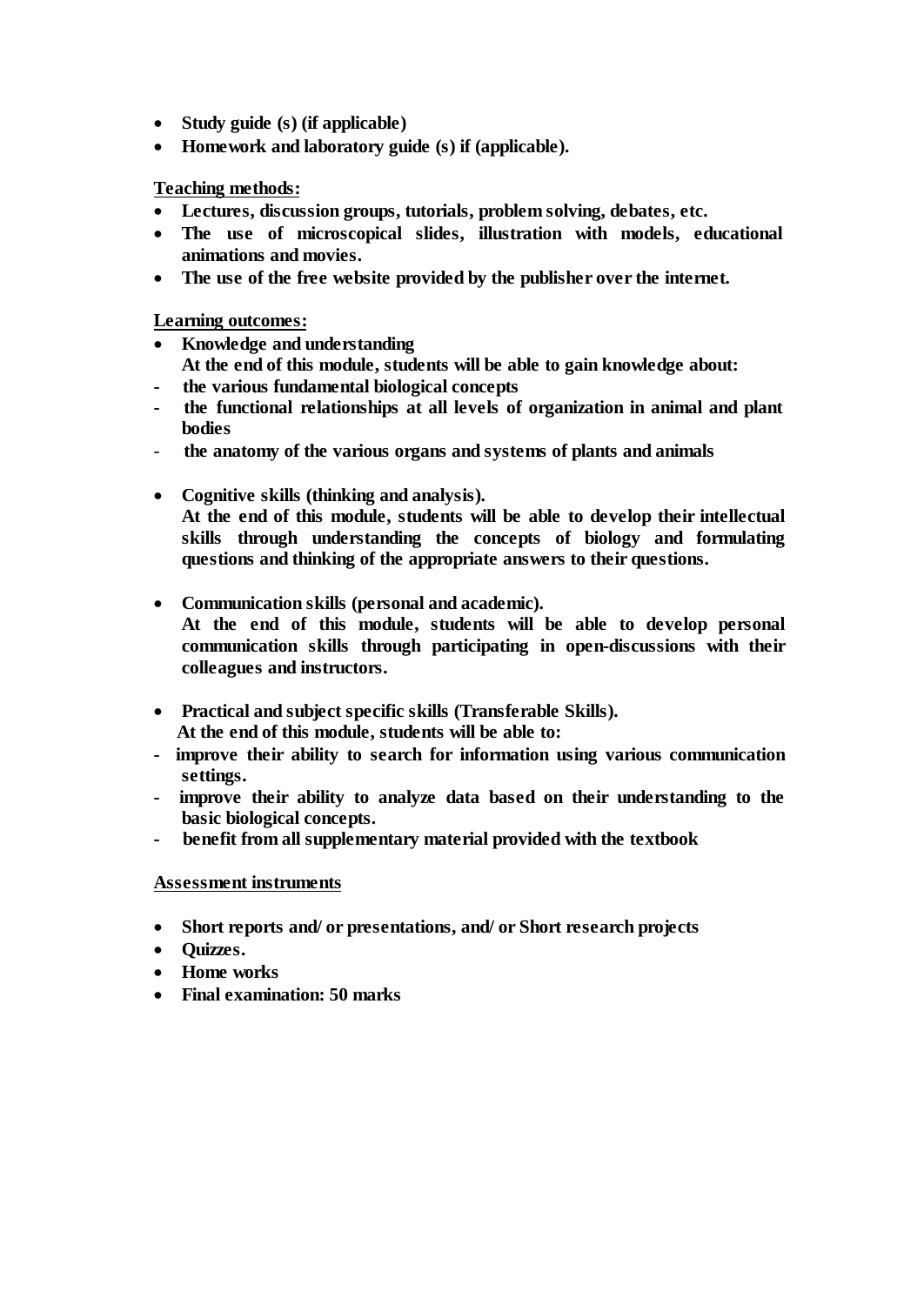- **Study guide (s) (if applicable)**
- **Homework and laboratory guide (s) if (applicable).**

**Teaching methods:**

- **Lectures, discussion groups, tutorials, problem solving, debates, etc.**
- **The use of microscopical slides, illustration with models, educational animations and movies.**
- **The use of the free website provided by the publisher over the internet.**

**Learning outcomes:**

- **Knowledge and understanding**
  **At the end of this module, students will be able to gain knowledge about:**
  - **the various fundamental biological concepts**
  - **the functional relationships at all levels of organization in animal and plant bodies**
  - **the anatomy of the various organs and systems of plants and animals**

- **Cognitive skills (thinking and analysis).**
  **At the end of this module, students will be able to develop their intellectual skills through understanding the concepts of biology and formulating questions and thinking of the appropriate answers to their questions.**

- **Communication skills (personal and academic).**
  **At the end of this module, students will be able to develop personal communication skills through participating in open-discussions with their colleagues and instructors.**

- **Practical and subject specific skills (Transferable Skills).**
  **At the end of this module, students will be able to:**
  - **improve their ability to search for information using various communication settings.**
  - **improve their ability to analyze data based on their understanding to the basic biological concepts.**
  - **benefit from all supplementary material provided with the textbook**

**Assessment instruments**

- **Short reports and/ or presentations, and/ or Short research projects**
- **Quizzes.**
- **Home works**
- **Final examination: 50 marks**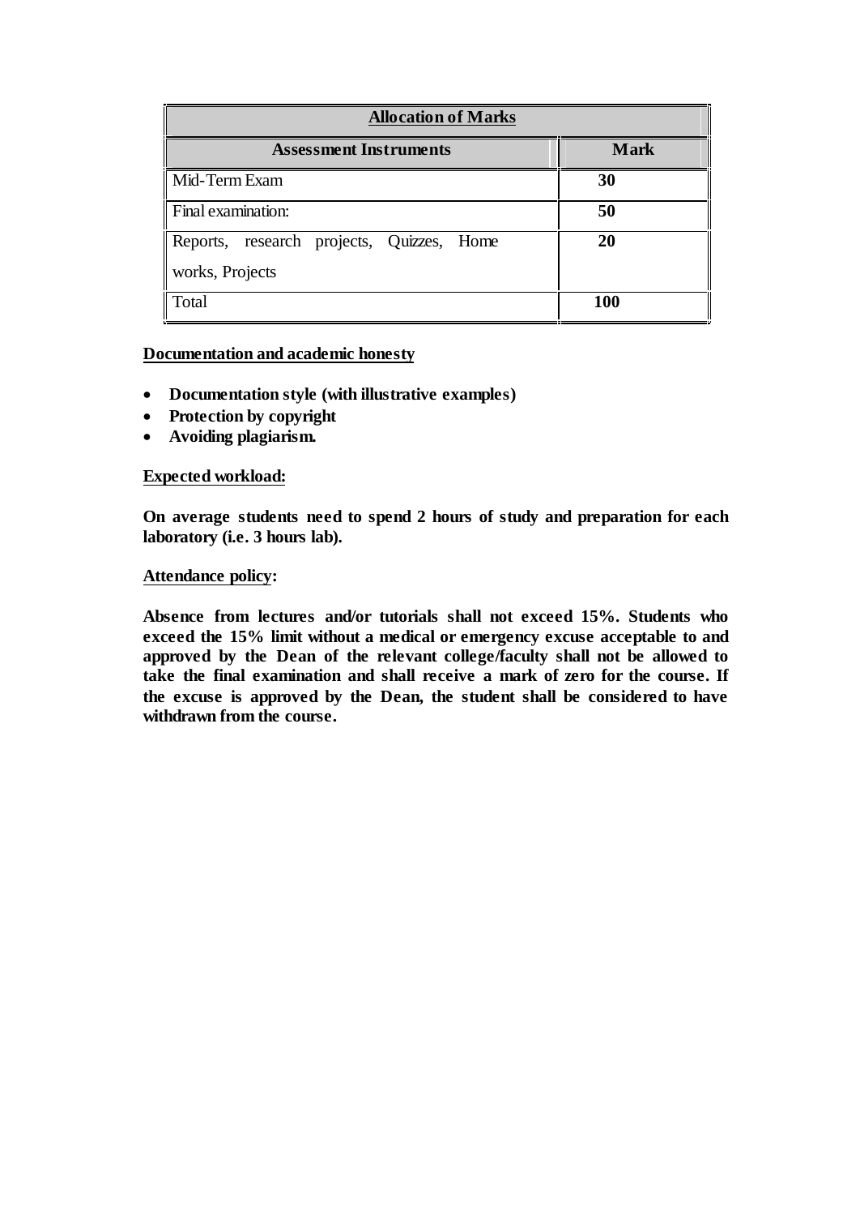| Allocation of Marks | |
|---|---|
| **Assessment Instruments** | **Mark** |
| Mid-Term Exam | **30** |
| Final examination: | **50** |
| Reports, research projects, Quizzes, Home works, Projects | **20** |
| Total | **100** |

**Documentation and academic honesty**

- **Documentation style (with illustrative examples)**
- **Protection by copyright**
- **Avoiding plagiarism.**

**Expected workload:**

**On average students need to spend 2 hours of study and preparation for each laboratory (i.e. 3 hours lab).**

**Attendance policy:**

**Absence from lectures and/or tutorials shall not exceed 15%. Students who exceed the 15% limit without a medical or emergency excuse acceptable to and approved by the Dean of the relevant college/faculty shall not be allowed to take the final examination and shall receive a mark of zero for the course. If the excuse is approved by the Dean, the student shall be considered to have withdrawn from the course.**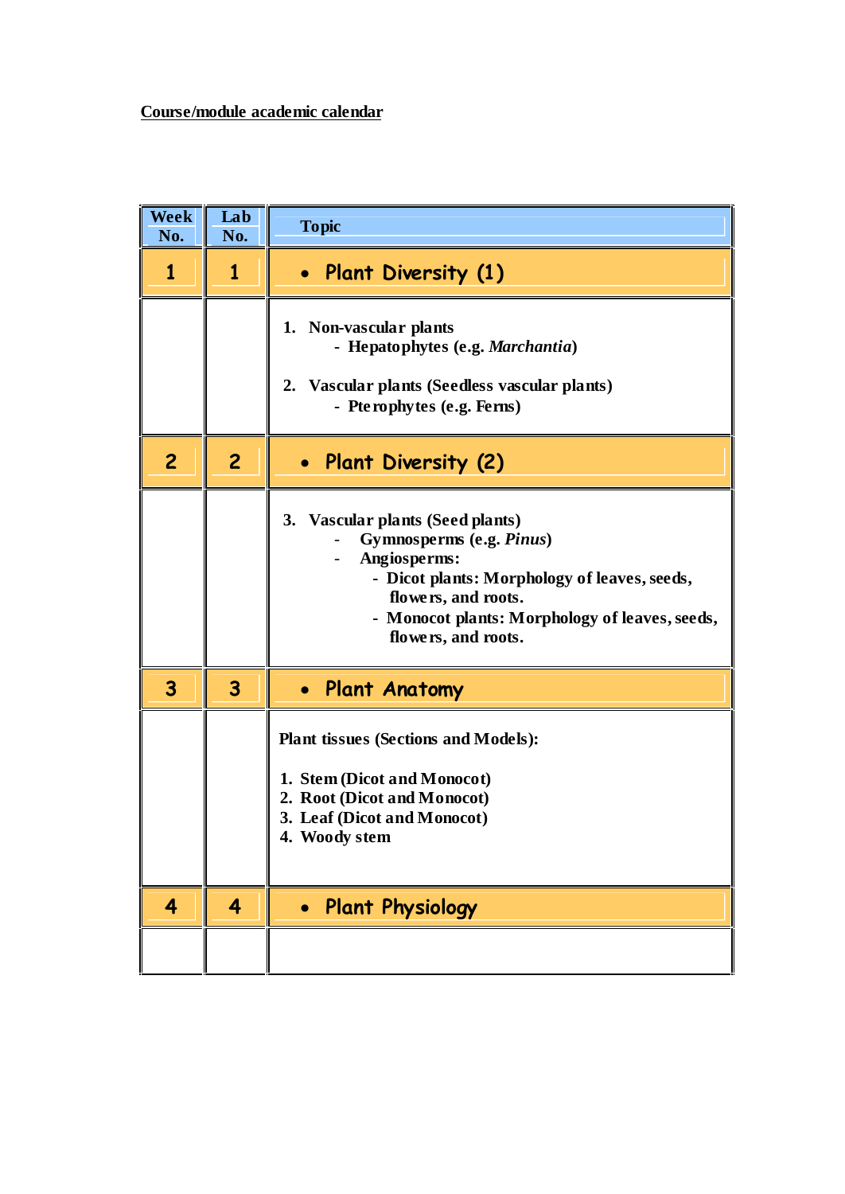**Course/module academic calendar**

| Week No. | Lab No. | Topic |
| --- | --- | --- |
| 1 | 1 | • Plant Diversity (1) |
| | | 1. Non-vascular plants<br>- Hepatophytes (e.g. *Marchantia*)<br><br>2. Vascular plants (Seedless vascular plants)<br>- Pterophytes (e.g. Ferns) |
| 2 | 2 | • Plant Diversity (2) |
| | | 3. Vascular plants (Seed plants)<br>- Gymnosperms (e.g. *Pinus*)<br>- Angiosperms:<br>- Dicot plants: Morphology of leaves, seeds, flowers, and roots.<br>- Monocot plants: Morphology of leaves, seeds, flowers, and roots. |
| 3 | 3 | • Plant Anatomy |
| | | Plant tissues (Sections and Models):<br><br>1. Stem (Dicot and Monocot)<br>2. Root (Dicot and Monocot)<br>3. Leaf (Dicot and Monocot)<br>4. Woody stem |
| 4 | 4 | • Plant Physiology |
| | | |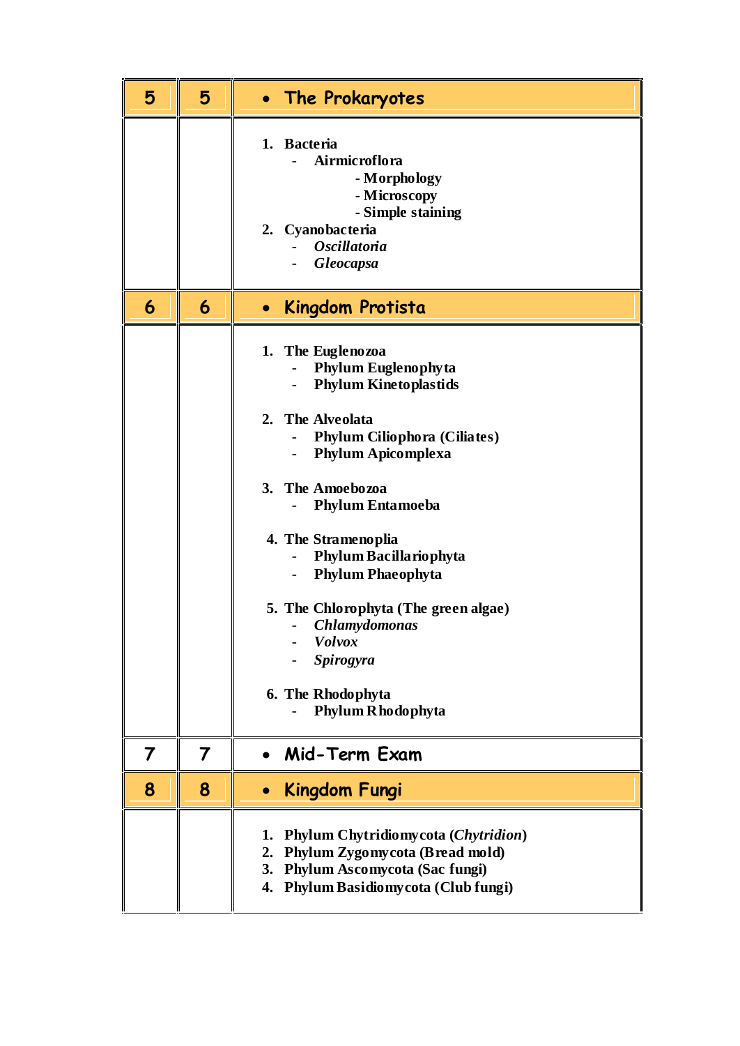| | | |
|---|---|---|
| 5 | 5 | • The Prokaryotes |
| | | 1. **Bacteria**<br>- **Airmicroflora**<br>- **Morphology**<br>- **Microscopy**<br>- **Simple staining**<br>2. **Cyanobacteria**<br>- ***Oscillatoria***<br>- ***Gleocapsa*** |
| 6 | 6 | • Kingdom Protista |
| | | 1. **The Euglenozoa**<br>- **Phylum Euglenophyta**<br>- **Phylum Kinetoplastids**<br><br>2. **The Alveolata**<br>- **Phylum Ciliophora (Ciliates)**<br>- **Phylum Apicomplexa**<br><br>3. **The Amoebozoa**<br>- **Phylum Entamoeba**<br><br>4. **The Stramenoplia**<br>- **Phylum Bacillariophyta**<br>- **Phylum Phaeophyta**<br><br>5. **The Chlorophyta (The green algae)**<br>- ***Chlamydomonas***<br>- ***Volvox***<br>- ***Spirogyra***<br><br>6. **The Rhodophyta**<br>- **Phylum Rhodophyta** |
| 7 | 7 | • Mid-Term Exam |
| 8 | 8 | • Kingdom Fungi |
| | | 1. **Phylum Chytridiomycota (*Chytridion*)**<br>2. **Phylum Zygomycota (Bread mold)**<br>3. **Phylum Ascomycota (Sac fungi)**<br>4. **Phylum Basidiomycota (Club fungi)** |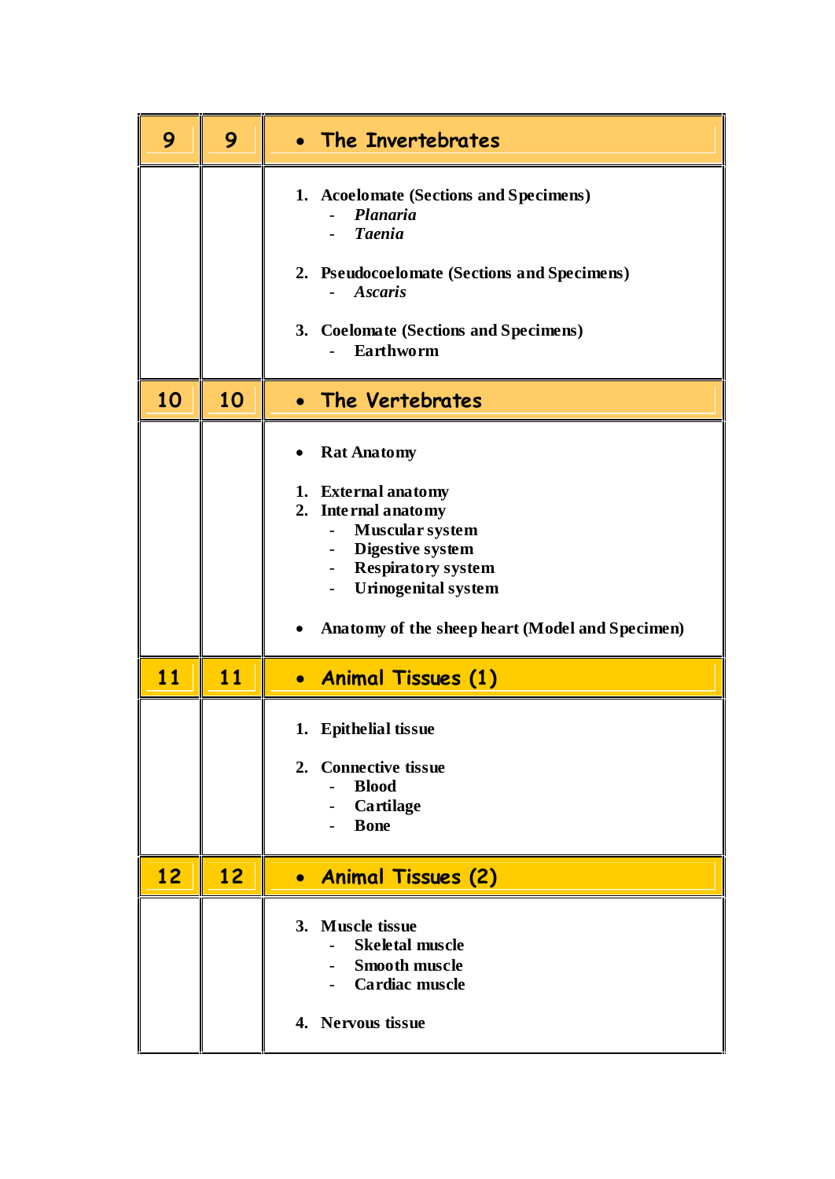| 9 | 9 | • The Invertebrates |
|---|---|---|
| | | 1. Acoelomate (Sections and Specimens)<br>- *Planaria*<br>- *Taenia*<br><br>2. Pseudocoelomate (Sections and Specimens)<br>- *Ascaris*<br><br>3. Coelomate (Sections and Specimens)<br>- Earthworm |
| 10 | 10 | • The Vertebrates |
| | | • Rat Anatomy<br><br>1. External anatomy<br>2. Internal anatomy<br>- Muscular system<br>- Digestive system<br>- Respiratory system<br>- Urinogenital system<br><br>• Anatomy of the sheep heart (Model and Specimen) |
| 11 | 11 | • Animal Tissues (1) |
| | | 1. Epithelial tissue<br><br>2. Connective tissue<br>- Blood<br>- Cartilage<br>- Bone |
| 12 | 12 | • Animal Tissues (2) |
| | | 3. Muscle tissue<br>- Skeletal muscle<br>- Smooth muscle<br>- Cardiac muscle<br><br>4. Nervous tissue |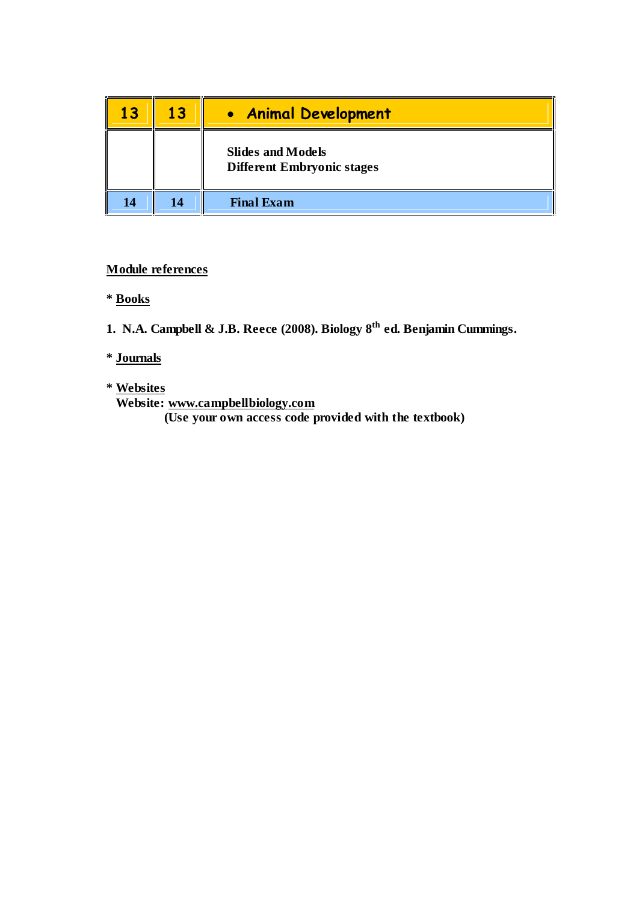| | | |
|---|---|---|
| 13 | 13 | • *Animal Development* |
| | | **Slides and Models**<br>**Different Embryonic stages** |
| 14 | 14 | **Final Exam** |

**Module references**

\* **Books**

**1. N.A. Campbell & J.B. Reece (2008). Biology 8th ed. Benjamin Cummings.**

\* **Journals**

\* **Websites**

**Website: www.campbellbiology.com**
**(Use your own access code provided with the textbook)**